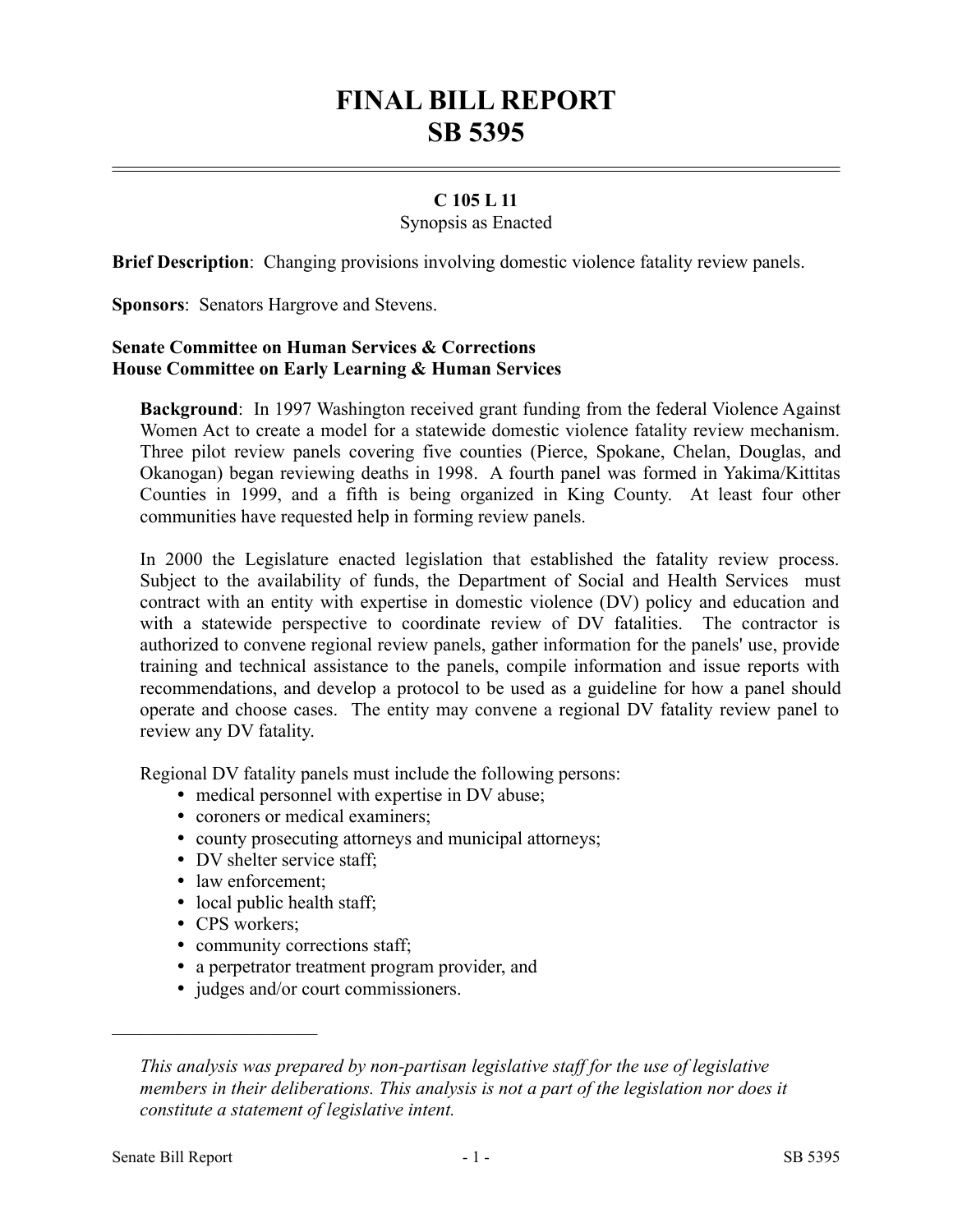# FINAL BILL REPORT
# SB 5395

**C 105 L 11**

Synopsis as Enacted

**Brief Description**: Changing provisions involving domestic violence fatality review panels.

**Sponsors**: Senators Hargrove and Stevens.

**Senate Committee on Human Services & Corrections**
**House Committee on Early Learning & Human Services**

**Background**: In 1997 Washington received grant funding from the federal Violence Against Women Act to create a model for a statewide domestic violence fatality review mechanism. Three pilot review panels covering five counties (Pierce, Spokane, Chelan, Douglas, and Okanogan) began reviewing deaths in 1998. A fourth panel was formed in Yakima/Kittitas Counties in 1999, and a fifth is being organized in King County. At least four other communities have requested help in forming review panels.

In 2000 the Legislature enacted legislation that established the fatality review process. Subject to the availability of funds, the Department of Social and Health Services must contract with an entity with expertise in domestic violence (DV) policy and education and with a statewide perspective to coordinate review of DV fatalities. The contractor is authorized to convene regional review panels, gather information for the panels' use, provide training and technical assistance to the panels, compile information and issue reports with recommendations, and develop a protocol to be used as a guideline for how a panel should operate and choose cases. The entity may convene a regional DV fatality review panel to review any DV fatality.

Regional DV fatality panels must include the following persons:

- medical personnel with expertise in DV abuse;
- coroners or medical examiners;
- county prosecuting attorneys and municipal attorneys;
- DV shelter service staff;
- law enforcement;
- local public health staff;
- CPS workers;
- community corrections staff;
- a perpetrator treatment program provider, and
- judges and/or court commissioners.

---

*This analysis was prepared by non-partisan legislative staff for the use of legislative members in their deliberations. This analysis is not a part of the legislation nor does it constitute a statement of legislative intent.*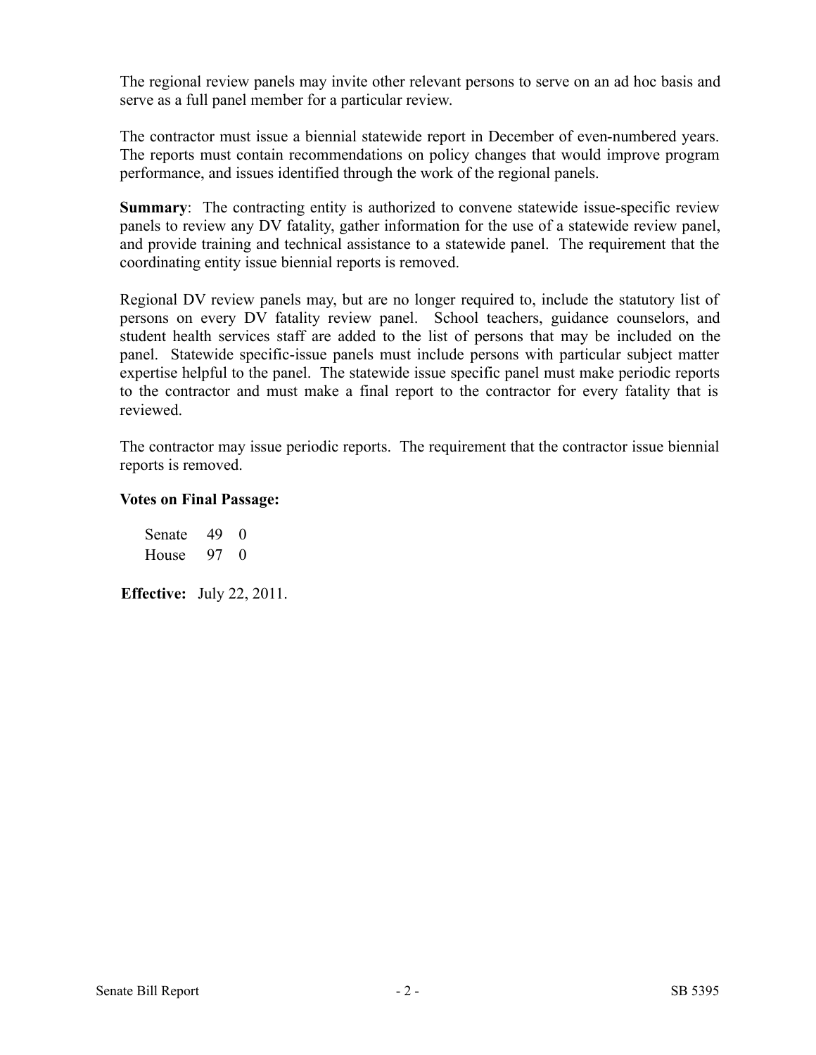The regional review panels may invite other relevant persons to serve on an ad hoc basis and serve as a full panel member for a particular review.

The contractor must issue a biennial statewide report in December of even-numbered years. The reports must contain recommendations on policy changes that would improve program performance, and issues identified through the work of the regional panels.

**Summary**: The contracting entity is authorized to convene statewide issue-specific review panels to review any DV fatality, gather information for the use of a statewide review panel, and provide training and technical assistance to a statewide panel. The requirement that the coordinating entity issue biennial reports is removed.

Regional DV review panels may, but are no longer required to, include the statutory list of persons on every DV fatality review panel. School teachers, guidance counselors, and student health services staff are added to the list of persons that may be included on the panel. Statewide specific-issue panels must include persons with particular subject matter expertise helpful to the panel. The statewide issue specific panel must make periodic reports to the contractor and must make a final report to the contractor for every fatality that is reviewed.

The contractor may issue periodic reports. The requirement that the contractor issue biennial reports is removed.

**Votes on Final Passage:**

| | | |
|---|---|---|
| Senate | 49 | 0 |
| House | 97 | 0 |

**Effective:** July 22, 2011.